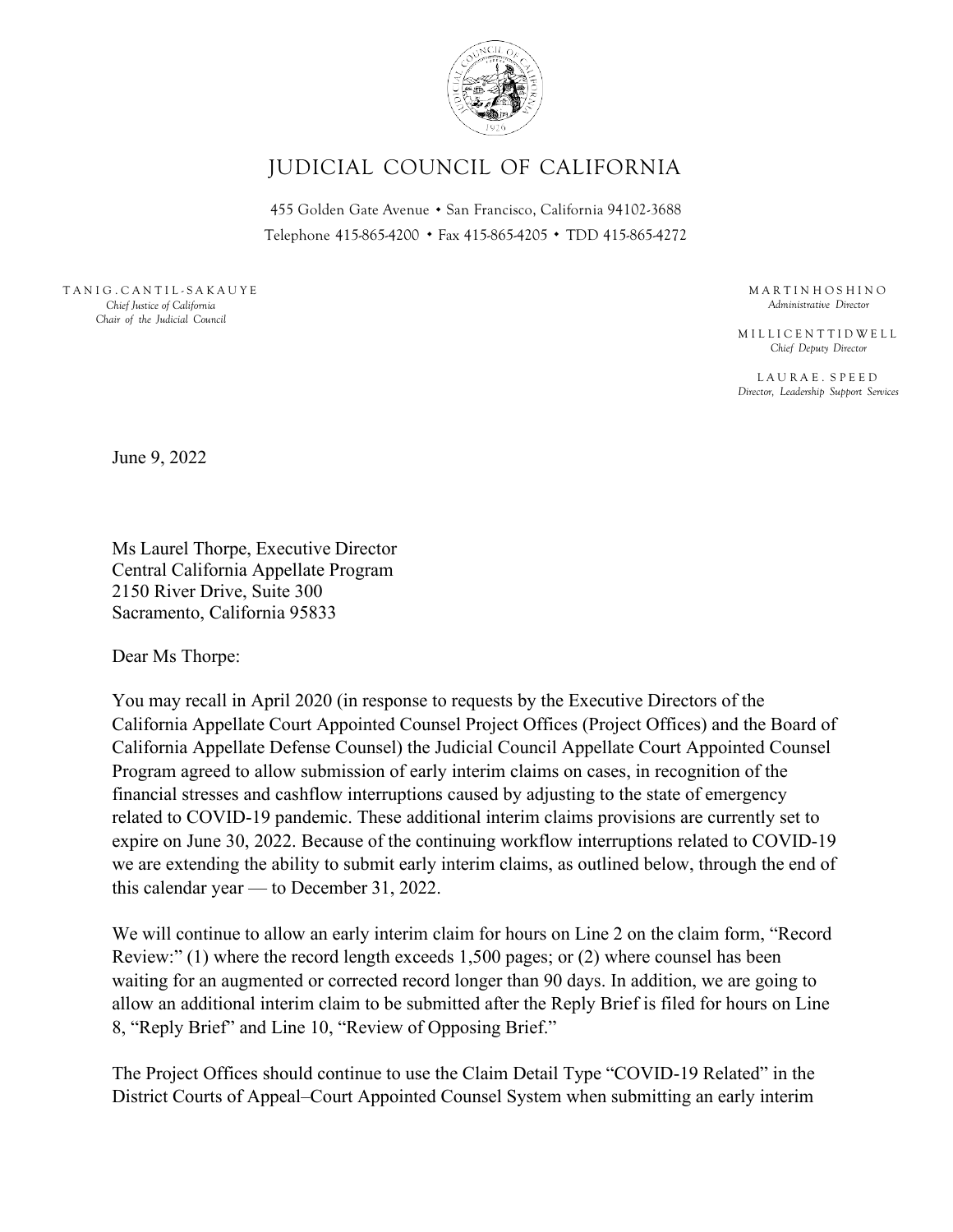# JUDICIAL COUNCIL OF CALIFORNIA

455 Golden Gate Avenue • San Francisco, California 94102-3688
Telephone 415-865-4200 • Fax 415-865-4205 • TDD 415-865-4272

TANI G. CANTIL-SAKAUYE
*Chief Justice of California*
*Chair of the Judicial Council*

MARTIN HOSHINO
*Administrative Director*

MILLICENT TIDWELL
*Chief Deputy Director*

LAURA E. SPEED
*Director, Leadership Support Services*

June 9, 2022

Ms Laurel Thorpe, Executive Director
Central California Appellate Program
2150 River Drive, Suite 300
Sacramento, California 95833

Dear Ms Thorpe:

You may recall in April 2020 (in response to requests by the Executive Directors of the California Appellate Court Appointed Counsel Project Offices (Project Offices) and the Board of California Appellate Defense Counsel) the Judicial Council Appellate Court Appointed Counsel Program agreed to allow submission of early interim claims on cases, in recognition of the financial stresses and cashflow interruptions caused by adjusting to the state of emergency related to COVID-19 pandemic. These additional interim claims provisions are currently set to expire on June 30, 2022. Because of the continuing workflow interruptions related to COVID-19 we are extending the ability to submit early interim claims, as outlined below, through the end of this calendar year — to December 31, 2022.

We will continue to allow an early interim claim for hours on Line 2 on the claim form, "Record Review:" (1) where the record length exceeds 1,500 pages; or (2) where counsel has been waiting for an augmented or corrected record longer than 90 days. In addition, we are going to allow an additional interim claim to be submitted after the Reply Brief is filed for hours on Line 8, "Reply Brief" and Line 10, "Review of Opposing Brief."

The Project Offices should continue to use the Claim Detail Type "COVID-19 Related" in the District Courts of Appeal–Court Appointed Counsel System when submitting an early interim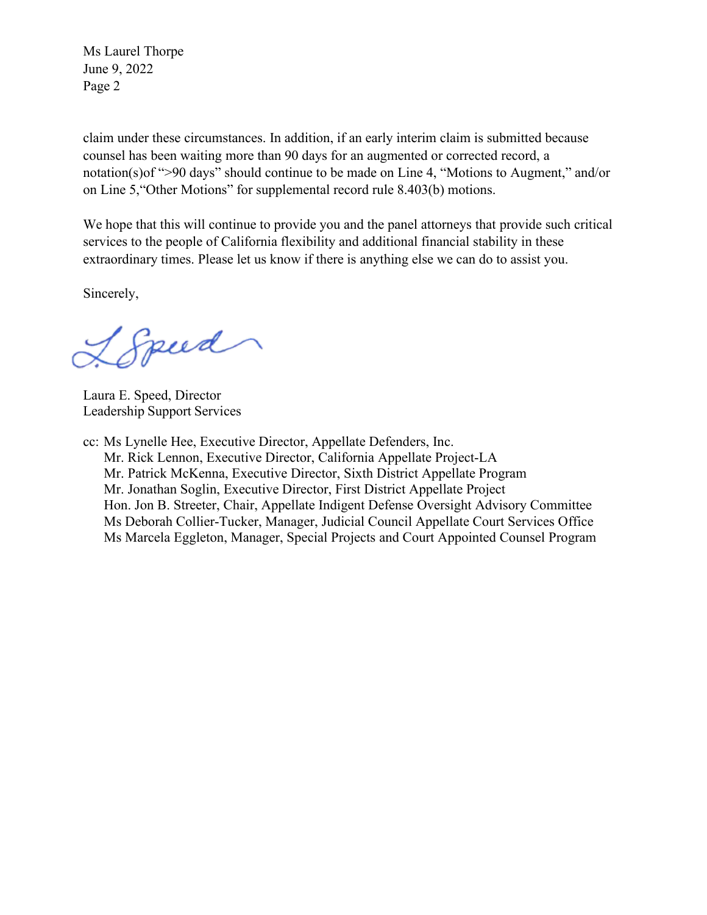claim under these circumstances. In addition, if an early interim claim is submitted because counsel has been waiting more than 90 days for an augmented or corrected record, a notation(s)of ">90 days" should continue to be made on Line 4, "Motions to Augment," and/or on Line 5,"Other Motions" for supplemental record rule 8.403(b) motions.

We hope that this will continue to provide you and the panel attorneys that provide such critical services to the people of California flexibility and additional financial stability in these extraordinary times. Please let us know if there is anything else we can do to assist you.

Sincerely,

Laura E. Speed, Director
Leadership Support Services

cc: Ms Lynelle Hee, Executive Director, Appellate Defenders, Inc.
Mr. Rick Lennon, Executive Director, California Appellate Project-LA
Mr. Patrick McKenna, Executive Director, Sixth District Appellate Program
Mr. Jonathan Soglin, Executive Director, First District Appellate Project
Hon. Jon B. Streeter, Chair, Appellate Indigent Defense Oversight Advisory Committee
Ms Deborah Collier-Tucker, Manager, Judicial Council Appellate Court Services Office
Ms Marcela Eggleton, Manager, Special Projects and Court Appointed Counsel Program